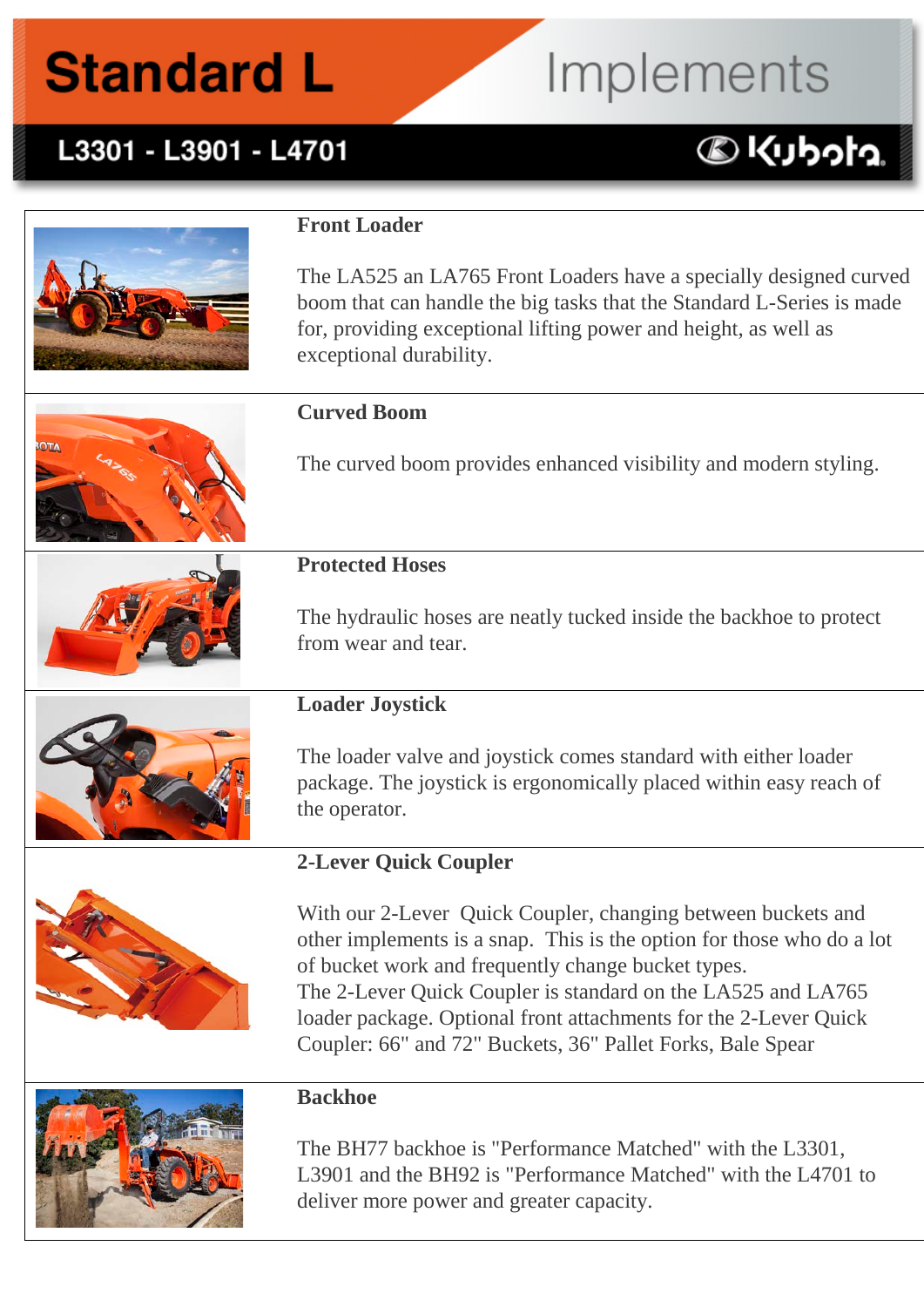# Standard L Implements

## L3301 - L3901 - L4701

### Front Loader

The LA525 an LA765 Front Loaders have a specially designed curved boom that can handle the big tasks that the Standard L-Series is made for, providing exceptional lifting power and height, as well as exceptional durability.

### Curved Boom

The curved boom provides enhanced visibility and modern styling.

### Protected Hoses

The hydraulic hoses are neatly tucked inside the backhoe to protect from wear and tear.

### Loader Joystick

The loader valve and joystick comes standard with either loader package. The joystick is ergonomically placed within easy reach of the operator.

### 2-Lever Quick Coupler

With our 2-Lever Quick Coupler, changing between buckets and other implements is a snap. This is the option for those who do a lot of bucket work and frequently change bucket types.
The 2-Lever Quick Coupler is standard on the LA525 and LA765 loader package. Optional front attachments for the 2-Lever Quick Coupler: 66" and 72" Buckets, 36" Pallet Forks, Bale Spear

### Backhoe

The BH77 backhoe is "Performance Matched" with the L3301, L3901 and the BH92 is "Performance Matched" with the L4701 to deliver more power and greater capacity.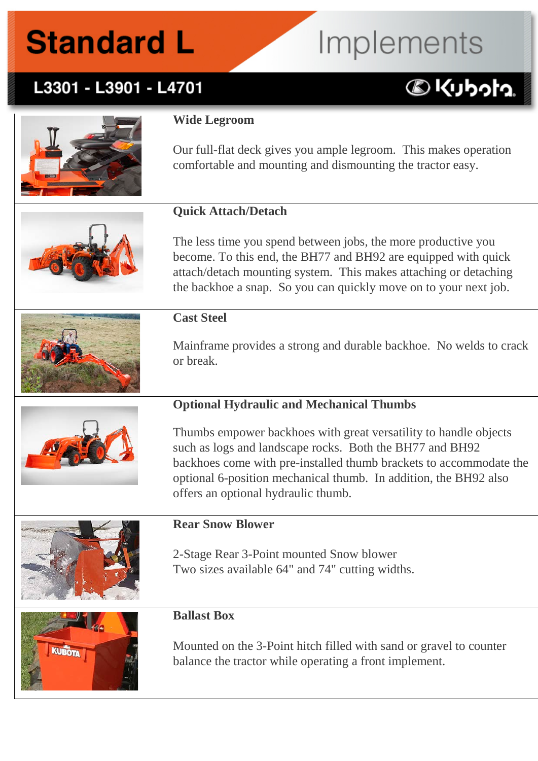# Standard L Implements

## L3301 - L3901 - L4701

### Wide Legroom

Our full-flat deck gives you ample legroom. This makes operation comfortable and mounting and dismounting the tractor easy.

### Quick Attach/Detach

The less time you spend between jobs, the more productive you become. To this end, the BH77 and BH92 are equipped with quick attach/detach mounting system. This makes attaching or detaching the backhoe a snap. So you can quickly move on to your next job.

### Cast Steel

Mainframe provides a strong and durable backhoe. No welds to crack or break.

### Optional Hydraulic and Mechanical Thumbs

Thumbs empower backhoes with great versatility to handle objects such as logs and landscape rocks. Both the BH77 and BH92 backhoes come with pre-installed thumb brackets to accommodate the optional 6-position mechanical thumb. In addition, the BH92 also offers an optional hydraulic thumb.

### Rear Snow Blower

2-Stage Rear 3-Point mounted Snow blower
Two sizes available 64" and 74" cutting widths.

### Ballast Box

Mounted on the 3-Point hitch filled with sand or gravel to counter balance the tractor while operating a front implement.